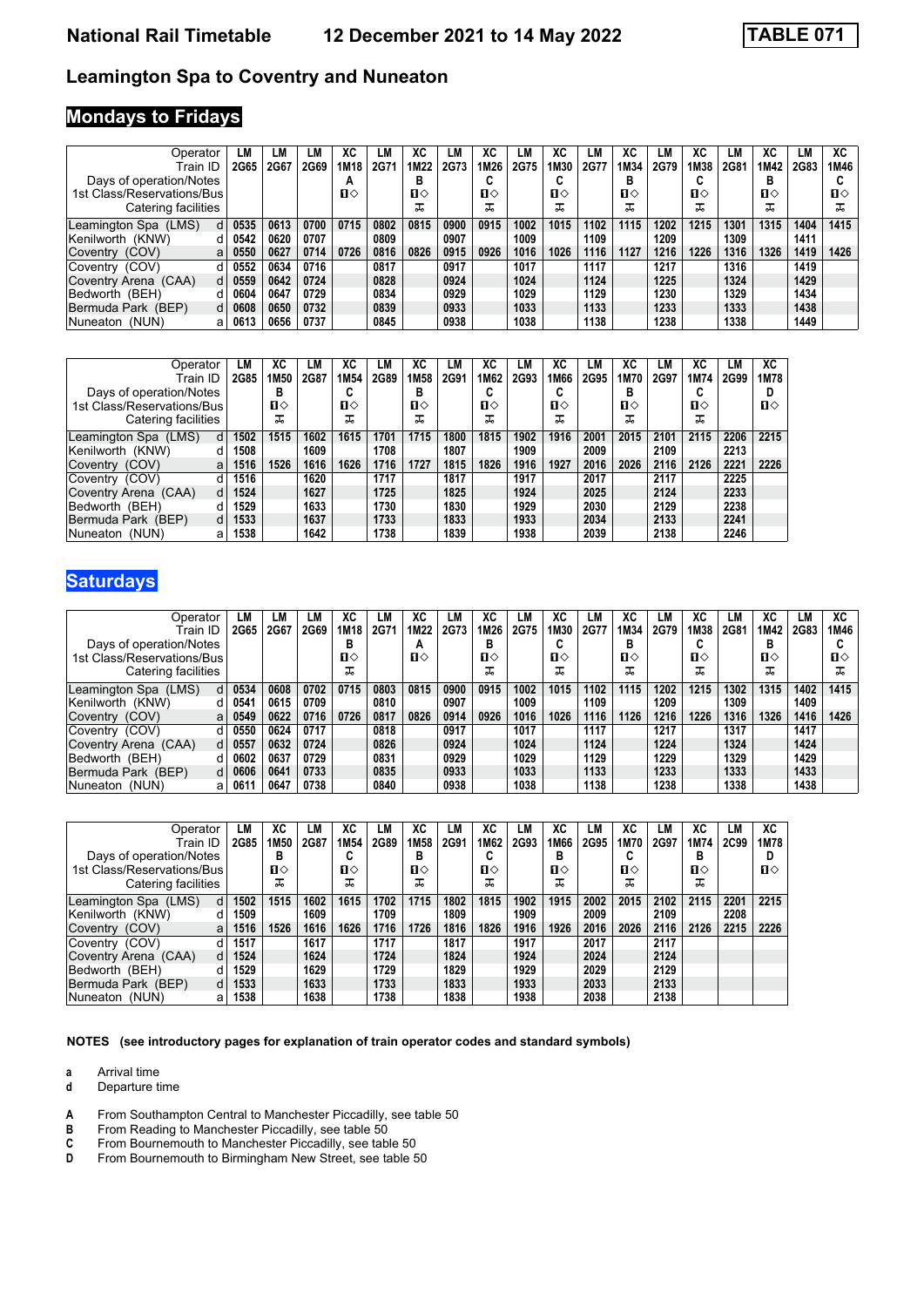# National Rail Timetable 12 December 2021 to 14 May 2022 TABLE 071

## Leamington Spa to Coventry and Nuneaton

### Mondays to Fridays

| Operator | | LM | LM | LM | XC | LM | XC | LM | XC | LM | XC | LM | XC | LM | XC | LM | XC | LM | XC |
|---|---|---|---|---|---|---|---|---|---|---|---|---|---|---|---|---|---|---|---|
| Train ID | | 2G65 | 2G67 | 2G69 | 1M18 | 2G71 | 1M22 | 2G73 | 1M26 | 2G75 | 1M30 | 2G77 | 1M34 | 2G79 | 1M38 | 2G81 | 1M42 | 2G83 | 1M46 |
| Days of operation/Notes | | | | | A | | B | | C | | C | | B | | C | | B | | C |
| 1st Class/Reservations/Bus | | | | | ■◇ | | ■◇ | | ■◇ | | ■◇ | | ■◇ | | ■◇ | | ■◇ | | ■◇ |
| Catering facilities | | | | | | | ✠ | | ✠ | | ✠ | | ✠ | | ✠ | | ✠ | | ✠ |
| Leamington Spa (LMS) | d | 0535 | 0613 | 0700 | 0715 | 0802 | 0815 | 0900 | 0915 | 1002 | 1015 | 1102 | 1115 | 1202 | 1215 | 1301 | 1315 | 1404 | 1415 |
| Kenilworth (KNW) | d | 0542 | 0620 | 0707 | | 0809 | | 0907 | | 1009 | | 1109 | | 1209 | | 1309 | | 1411 | |
| Coventry (COV) | a | 0550 | 0627 | 0714 | 0726 | 0816 | 0826 | 0915 | 0926 | 1016 | 1026 | 1116 | 1127 | 1216 | 1226 | 1316 | 1326 | 1419 | 1426 |
| Coventry (COV) | d | 0552 | 0634 | 0716 | | 0817 | | 0917 | | 1017 | | 1117 | | 1217 | | 1316 | | 1419 | |
| Coventry Arena (CAA) | d | 0559 | 0642 | 0724 | | 0828 | | 0924 | | 1024 | | 1124 | | 1225 | | 1324 | | 1429 | |
| Bedworth (BEH) | d | 0604 | 0647 | 0729 | | 0834 | | 0929 | | 1029 | | 1129 | | 1230 | | 1329 | | 1434 | |
| Bermuda Park (BEP) | d | 0608 | 0650 | 0732 | | 0839 | | 0933 | | 1033 | | 1133 | | 1233 | | 1333 | | 1438 | |
| Nuneaton (NUN) | a | 0613 | 0656 | 0737 | | 0845 | | 0938 | | 1038 | | 1138 | | 1238 | | 1338 | | 1449 | |

| Operator | | LM | XC | LM | XC | LM | XC | LM | XC | LM | XC | LM | XC | LM | XC | LM | XC |
|---|---|---|---|---|---|---|---|---|---|---|---|---|---|---|---|---|---|
| Train ID | | 2G85 | 1M50 | 2G87 | 1M54 | 2G89 | 1M58 | 2G91 | 1M62 | 2G93 | 1M66 | 2G95 | 1M70 | 2G97 | 1M74 | 2G99 | 1M78 |
| Days of operation/Notes | | | B | | C | | B | | C | | C | | B | | C | | D |
| 1st Class/Reservations/Bus | | | ■◇ | | ■◇ | | ■◇ | | ■◇ | | ■◇ | | ■◇ | | ■◇ | | ■◇ |
| Catering facilities | | | ✠ | | ✠ | | ✠ | | ✠ | | ✠ | | ✠ | | ✠ | | |
| Leamington Spa (LMS) | d | 1502 | 1515 | 1602 | 1615 | 1701 | 1715 | 1800 | 1815 | 1902 | 1916 | 2001 | 2015 | 2101 | 2115 | 2206 | 2215 |
| Kenilworth (KNW) | d | 1508 | | 1609 | | 1708 | | 1807 | | 1909 | | 2009 | | 2109 | | 2213 | |
| Coventry (COV) | a | 1516 | 1526 | 1616 | 1626 | 1716 | 1727 | 1815 | 1826 | 1916 | 1927 | 2016 | 2026 | 2116 | 2126 | 2221 | 2226 |
| Coventry (COV) | d | 1516 | | 1620 | | 1717 | | 1817 | | 1917 | | 2017 | | 2117 | | 2225 | |
| Coventry Arena (CAA) | d | 1524 | | 1627 | | 1725 | | 1825 | | 1924 | | 2025 | | 2124 | | 2233 | |
| Bedworth (BEH) | d | 1529 | | 1633 | | 1730 | | 1830 | | 1929 | | 2030 | | 2129 | | 2238 | |
| Bermuda Park (BEP) | d | 1533 | | 1637 | | 1733 | | 1833 | | 1933 | | 2034 | | 2133 | | 2241 | |
| Nuneaton (NUN) | a | 1538 | | 1642 | | 1738 | | 1839 | | 1938 | | 2039 | | 2138 | | 2246 | |

### Saturdays

| Operator | | LM | LM | LM | XC | LM | XC | LM | XC | LM | XC | LM | XC | LM | XC | LM | XC | LM | XC |
|---|---|---|---|---|---|---|---|---|---|---|---|---|---|---|---|---|---|---|---|
| Train ID | | 2G65 | 2G67 | 2G69 | 1M18 | 2G71 | 1M22 | 2G73 | 1M26 | 2G75 | 1M30 | 2G77 | 1M34 | 2G79 | 1M38 | 2G81 | 1M42 | 2G83 | 1M46 |
| Days of operation/Notes | | | | | B | | A | | B | | C | | B | | C | | B | | C |
| 1st Class/Reservations/Bus | | | | | ■◇ | | ■◇ | | ■◇ | | ■◇ | | ■◇ | | ■◇ | | ■◇ | | ■◇ |
| Catering facilities | | | | | ✠ | | | | ✠ | | ✠ | | ✠ | | ✠ | | ✠ | | ✠ |
| Leamington Spa (LMS) | d | 0534 | 0608 | 0702 | 0715 | 0803 | 0815 | 0900 | 0915 | 1002 | 1015 | 1102 | 1115 | 1202 | 1215 | 1302 | 1315 | 1402 | 1415 |
| Kenilworth (KNW) | d | 0541 | 0615 | 0709 | | 0810 | | 0907 | | 1009 | | 1109 | | 1209 | | 1309 | | 1409 | |
| Coventry (COV) | a | 0549 | 0622 | 0716 | 0726 | 0817 | 0826 | 0914 | 0926 | 1016 | 1026 | 1116 | 1126 | 1216 | 1226 | 1316 | 1326 | 1416 | 1426 |
| Coventry (COV) | d | 0550 | 0624 | 0717 | | 0818 | | 0917 | | 1017 | | 1117 | | 1217 | | 1317 | | 1417 | |
| Coventry Arena (CAA) | d | 0557 | 0632 | 0724 | | 0826 | | 0924 | | 1024 | | 1124 | | 1224 | | 1324 | | 1424 | |
| Bedworth (BEH) | d | 0602 | 0637 | 0729 | | 0831 | | 0929 | | 1029 | | 1129 | | 1229 | | 1329 | | 1429 | |
| Bermuda Park (BEP) | d | 0606 | 0641 | 0733 | | 0835 | | 0933 | | 1033 | | 1133 | | 1233 | | 1333 | | 1433 | |
| Nuneaton (NUN) | a | 0611 | 0647 | 0738 | | 0840 | | 0938 | | 1038 | | 1138 | | 1238 | | 1338 | | 1438 | |

| Operator | | LM | XC | LM | XC | LM | XC | LM | XC | LM | XC | LM | XC | LM | XC | LM | XC |
|---|---|---|---|---|---|---|---|---|---|---|---|---|---|---|---|---|---|
| Train ID | | 2G85 | 1M50 | 2G87 | 1M54 | 2G89 | 1M58 | 2G91 | 1M62 | 2G93 | 1M66 | 2G95 | 1M70 | 2G97 | 1M74 | 2C99 | 1M78 |
| Days of operation/Notes | | | B | | C | | B | | C | | B | | C | | B | | D |
| 1st Class/Reservations/Bus | | | ■◇ | | ■◇ | | ■◇ | | ■◇ | | ■◇ | | ■◇ | | ■◇ | | ■◇ |
| Catering facilities | | | ✠ | | ✠ | | ✠ | | ✠ | | ✠ | | ✠ | | ✠ | | |
| Leamington Spa (LMS) | d | 1502 | 1515 | 1602 | 1615 | 1702 | 1715 | 1802 | 1815 | 1902 | 1915 | 2002 | 2015 | 2102 | 2115 | 2201 | 2215 |
| Kenilworth (KNW) | d | 1509 | | 1609 | | 1709 | | 1809 | | 1909 | | 2009 | | 2109 | | 2208 | |
| Coventry (COV) | a | 1516 | 1526 | 1616 | 1626 | 1716 | 1726 | 1816 | 1826 | 1916 | 1926 | 2016 | 2026 | 2116 | 2126 | 2215 | 2226 |
| Coventry (COV) | d | 1517 | | 1617 | | 1717 | | 1817 | | 1917 | | 2017 | | 2117 | | | |
| Coventry Arena (CAA) | d | 1524 | | 1624 | | 1724 | | 1824 | | 1924 | | 2024 | | 2124 | | | |
| Bedworth (BEH) | d | 1529 | | 1629 | | 1729 | | 1829 | | 1929 | | 2029 | | 2129 | | | |
| Bermuda Park (BEP) | d | 1533 | | 1633 | | 1733 | | 1833 | | 1933 | | 2033 | | 2133 | | | |
| Nuneaton (NUN) | a | 1538 | | 1638 | | 1738 | | 1838 | | 1938 | | 2038 | | 2138 | | | |

**NOTES (see introductory pages for explanation of train operator codes and standard symbols)**

**a** Arrival time
**d** Departure time

**A** From Southampton Central to Manchester Piccadilly, see table 50
**B** From Reading to Manchester Piccadilly, see table 50
**C** From Bournemouth to Manchester Piccadilly, see table 50
**D** From Bournemouth to Birmingham New Street, see table 50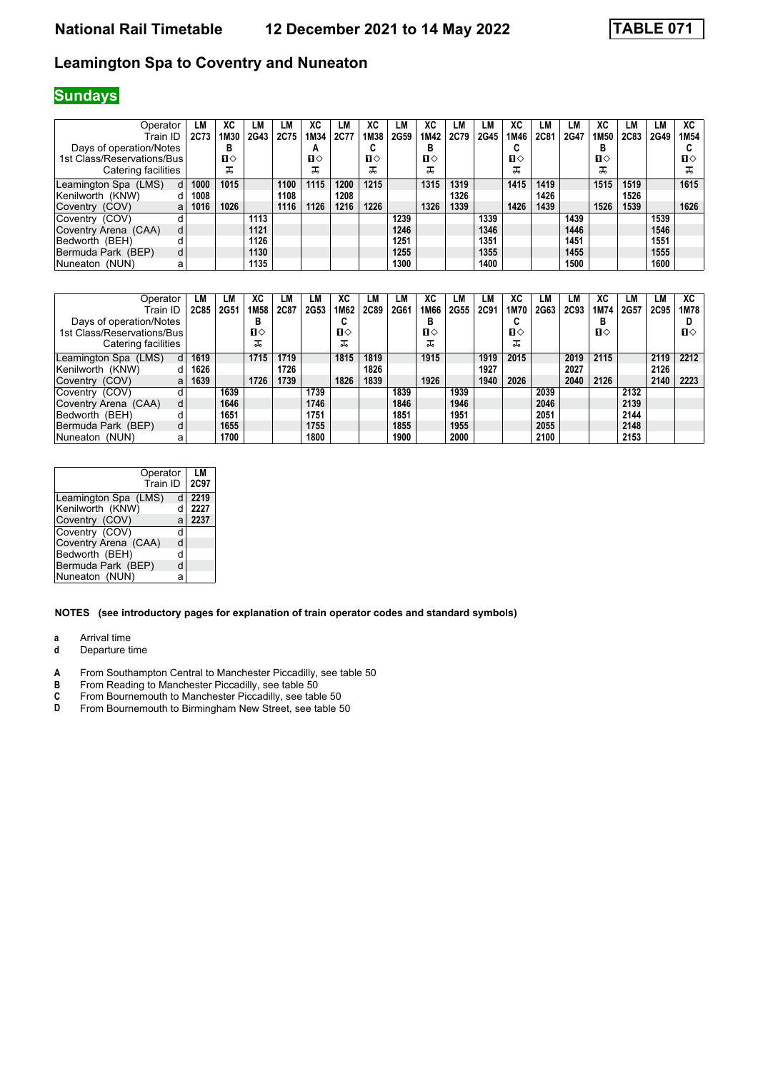# National Rail Timetable 12 December 2021 to 14 May 2022 TABLE 071

## Leamington Spa to Coventry and Nuneaton

**Sundays**

| Operator | | LM | XC | LM | LM | XC | LM | XC | LM | XC | LM | LM | XC | LM | LM | XC | LM | LM | XC |
|---|---|---|---|---|---|---|---|---|---|---|---|---|---|---|---|---|---|---|---|
| Train ID | | 2C73 | 1M30 | 2G43 | 2C75 | 1M34 | 2C77 | 1M38 | 2G59 | 1M42 | 2C79 | 2G45 | 1M46 | 2C81 | 2G47 | 1M50 | 2C83 | 2G49 | 1M54 |
| Days of operation/Notes | | | B | | | A | | C | | B | | | C | | | B | | | C |
| 1st Class/Reservations/Bus | | | 1◇ | | | 1◇ | | 1◇ | | 1◇ | | | 1◇ | | | 1◇ | | | 1◇ |
| Catering facilities | | | ⚹ | | | ⚹ | | ⚹ | | ⚹ | | | ⚹ | | | ⚹ | | | ⚹ |
| Leamington Spa (LMS) | d | 1000 | 1015 | | 1100 | 1115 | 1200 | 1215 | | 1315 | 1319 | | 1415 | 1419 | | 1515 | 1519 | | 1615 |
| Kenilworth (KNW) | d | 1008 | | | 1108 | | 1208 | | | | 1326 | | | 1426 | | | 1526 | | |
| Coventry (COV) | a | 1016 | 1026 | | 1116 | 1126 | 1216 | 1226 | | 1326 | 1339 | | 1426 | 1439 | | 1526 | 1539 | | 1626 |
| Coventry (COV) | d | | | 1113 | | | | | 1239 | | | 1339 | | | 1439 | | | 1539 | |
| Coventry Arena (CAA) | d | | | 1121 | | | | | 1246 | | | 1346 | | | 1446 | | | 1546 | |
| Bedworth (BEH) | d | | | 1126 | | | | | 1251 | | | 1351 | | | 1451 | | | 1551 | |
| Bermuda Park (BEP) | d | | | 1130 | | | | | 1255 | | | 1355 | | | 1455 | | | 1555 | |
| Nuneaton (NUN) | a | | | 1135 | | | | | 1300 | | | 1400 | | | 1500 | | | 1600 | |

| Operator | | LM | LM | XC | LM | LM | XC | LM | LM | XC | LM | LM | XC | LM | LM | XC | LM | LM | XC |
|---|---|---|---|---|---|---|---|---|---|---|---|---|---|---|---|---|---|---|---|
| Train ID | | 2C85 | 2G51 | 1M58 | 2C87 | 2G53 | 1M62 | 2C89 | 2G61 | 1M66 | 2G55 | 2C91 | 1M70 | 2G63 | 2C93 | 1M74 | 2G57 | 2C95 | 1M78 |
| Days of operation/Notes | | | | B | | | C | | | B | | | C | | | B | | | D |
| 1st Class/Reservations/Bus | | | | 1◇ | | | 1◇ | | | 1◇ | | | 1◇ | | | 1◇ | | | 1◇ |
| Catering facilities | | | | ⚹ | | | ⚹ | | | ⚹ | | | ⚹ | | | | | | |
| Leamington Spa (LMS) | d | 1619 | | 1715 | 1719 | | 1815 | 1819 | | 1915 | | 1919 | 2015 | | 2019 | 2115 | | 2119 | 2212 |
| Kenilworth (KNW) | d | 1626 | | | 1726 | | | 1826 | | | | 1927 | | | 2027 | | | 2126 | |
| Coventry (COV) | a | 1639 | | 1726 | 1739 | | 1826 | 1839 | | 1926 | | 1940 | 2026 | | 2040 | 2126 | | 2140 | 2223 |
| Coventry (COV) | d | | 1639 | | | 1739 | | | 1839 | | 1939 | | | 2039 | | | 2132 | | |
| Coventry Arena (CAA) | d | | 1646 | | | 1746 | | | 1846 | | 1946 | | | 2046 | | | 2139 | | |
| Bedworth (BEH) | d | | 1651 | | | 1751 | | | 1851 | | 1951 | | | 2051 | | | 2144 | | |
| Bermuda Park (BEP) | d | | 1655 | | | 1755 | | | 1855 | | 1955 | | | 2055 | | | 2148 | | |
| Nuneaton (NUN) | a | | 1700 | | | 1800 | | | 1900 | | 2000 | | | 2100 | | | 2153 | | |

| Operator | | LM |
|---|---|---|
| Train ID | | 2C97 |
| Leamington Spa (LMS) | d | 2219 |
| Kenilworth (KNW) | d | 2227 |
| Coventry (COV) | a | 2237 |
| Coventry (COV) | d | |
| Coventry Arena (CAA) | d | |
| Bedworth (BEH) | d | |
| Bermuda Park (BEP) | d | |
| Nuneaton (NUN) | a | |

**NOTES (see introductory pages for explanation of train operator codes and standard symbols)**

**a** Arrival time
**d** Departure time

**A** From Southampton Central to Manchester Piccadilly, see table 50
**B** From Reading to Manchester Piccadilly, see table 50
**C** From Bournemouth to Manchester Piccadilly, see table 50
**D** From Bournemouth to Birmingham New Street, see table 50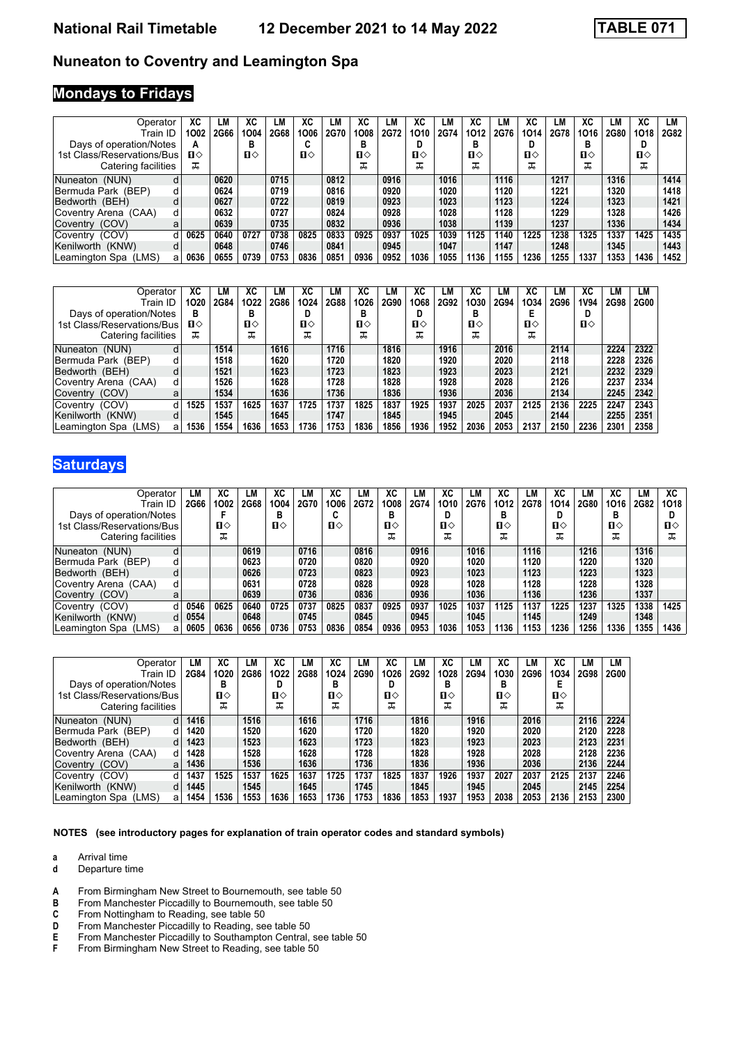# National Rail Timetable 12 December 2021 to 14 May 2022 TABLE 071

## Nuneaton to Coventry and Leamington Spa

### Mondays to Fridays

| Operator | | XC | LM | XC | LM | XC | LM | XC | LM | XC | LM | XC | LM | XC | LM | XC | LM | XC | LM |
|---|---|---|---|---|---|---|---|---|---|---|---|---|---|---|---|---|---|---|---|
| Train ID | | 1O02 | 2G66 | 1O04 | 2G68 | 1O06 | 2G70 | 1O08 | 2G72 | 1O10 | 2G74 | 1O12 | 2G76 | 1O14 | 2G78 | 1O16 | 2G80 | 1O18 | 2G82 |
| Days of operation/Notes | | A | | B | | C | | B | | D | | B | | D | | B | | D | |
| 1st Class/Reservations/Bus | | ◇ | | ◇ | | ◇ | | ◇ | | ◇ | | ◇ | | ◇ | | ◇ | | ◇ | |
| Catering facilities | | ⊼ | | | | | | ⊼ | | ⊼ | | ⊼ | | ⊼ | | ⊼ | | ⊼ | |
| Nuneaton (NUN) | d | | 0620 | | 0715 | | 0812 | | 0916 | | 1016 | | 1116 | | 1217 | | 1316 | | 1414 |
| Bermuda Park (BEP) | d | | 0624 | | 0719 | | 0816 | | 0920 | | 1020 | | 1120 | | 1221 | | 1320 | | 1418 |
| Bedworth (BEH) | d | | 0627 | | 0722 | | 0819 | | 0923 | | 1023 | | 1123 | | 1224 | | 1323 | | 1421 |
| Coventry Arena (CAA) | d | | 0632 | | 0727 | | 0824 | | 0928 | | 1028 | | 1128 | | 1229 | | 1328 | | 1426 |
| Coventry (COV) | a | | 0639 | | 0735 | | 0832 | | 0936 | | 1038 | | 1139 | | 1237 | | 1336 | | 1434 |
| Coventry (COV) | d | 0625 | 0640 | 0727 | 0738 | 0825 | 0833 | 0925 | 0937 | 1025 | 1039 | 1125 | 1140 | 1225 | 1238 | 1325 | 1337 | 1425 | 1435 |
| Kenilworth (KNW) | d | | 0648 | | 0746 | | 0841 | | 0945 | | 1047 | | 1147 | | 1248 | | 1345 | | 1443 |
| Leamington Spa (LMS) | a | 0636 | 0655 | 0739 | 0753 | 0836 | 0851 | 0936 | 0952 | 1036 | 1055 | 1136 | 1155 | 1236 | 1255 | 1337 | 1353 | 1436 | 1452 |

| Operator | | XC | LM | XC | LM | XC | LM | XC | LM | XC | LM | XC | LM | XC | LM | XC | LM | LM |
|---|---|---|---|---|---|---|---|---|---|---|---|---|---|---|---|---|---|---|
| Train ID | | 1O20 | 2G84 | 1O22 | 2G86 | 1O24 | 2G88 | 1O26 | 2G90 | 1O68 | 2G92 | 1O30 | 2G94 | 1O34 | 2G96 | 1V94 | 2G98 | 2G00 |
| Days of operation/Notes | | B | | B | | D | | B | | D | | B | | E | | D | | |
| 1st Class/Reservations/Bus | | ◇ | | ◇ | | ◇ | | ◇ | | ◇ | | ◇ | | ◇ | | ◇ | | |
| Catering facilities | | ⊼ | | ⊼ | | ⊼ | | ⊼ | | ⊼ | | ⊼ | | ⊼ | | | | |
| Nuneaton (NUN) | d | | 1514 | | 1616 | | 1716 | | 1816 | | 1916 | | 2016 | | 2114 | | 2224 | 2322 |
| Bermuda Park (BEP) | d | | 1518 | | 1620 | | 1720 | | 1820 | | 1920 | | 2020 | | 2118 | | 2228 | 2326 |
| Bedworth (BEH) | d | | 1521 | | 1623 | | 1723 | | 1823 | | 1923 | | 2023 | | 2121 | | 2232 | 2329 |
| Coventry Arena (CAA) | d | | 1526 | | 1628 | | 1728 | | 1828 | | 1928 | | 2028 | | 2126 | | 2237 | 2334 |
| Coventry (COV) | a | | 1534 | | 1636 | | 1736 | | 1836 | | 1936 | | 2036 | | 2134 | | 2245 | 2342 |
| Coventry (COV) | d | 1525 | 1537 | 1625 | 1637 | 1725 | 1737 | 1825 | 1837 | 1925 | 1937 | 2025 | 2037 | 2125 | 2136 | 2225 | 2247 | 2343 |
| Kenilworth (KNW) | d | | 1545 | | 1645 | | 1747 | | 1845 | | 1945 | | 2045 | | 2144 | | 2255 | 2351 |
| Leamington Spa (LMS) | a | 1536 | 1554 | 1636 | 1653 | 1736 | 1753 | 1836 | 1856 | 1936 | 1952 | 2036 | 2053 | 2137 | 2150 | 2236 | 2301 | 2358 |

### Saturdays

| Operator | | LM | XC | LM | XC | LM | XC | LM | XC | LM | XC | LM | XC | LM | XC | LM | XC | LM | XC |
|---|---|---|---|---|---|---|---|---|---|---|---|---|---|---|---|---|---|---|---|
| Train ID | | 2G66 | 1O02 | 2G68 | 1O04 | 2G70 | 1O06 | 2G72 | 1O08 | 2G74 | 1O10 | 2G76 | 1O12 | 2G78 | 1O14 | 2G80 | 1O16 | 2G82 | 1O18 |
| Days of operation/Notes | | | F | | B | | C | | B | | D | | B | | D | | B | | D |
| 1st Class/Reservations/Bus | | | ◇ | | ◇ | | ◇ | | ◇ | | ◇ | | ◇ | | ◇ | | ◇ | | ◇ |
| Catering facilities | | | ⊼ | | | | | | ⊼ | | ⊼ | | ⊼ | | ⊼ | | ⊼ | | ⊼ |
| Nuneaton (NUN) | d | | | 0619 | | 0716 | | 0816 | | 0916 | | 1016 | | 1116 | | 1216 | | 1316 | |
| Bermuda Park (BEP) | d | | | 0623 | | 0720 | | 0820 | | 0920 | | 1020 | | 1120 | | 1220 | | 1320 | |
| Bedworth (BEH) | d | | | 0626 | | 0723 | | 0823 | | 0923 | | 1023 | | 1123 | | 1223 | | 1323 | |
| Coventry Arena (CAA) | d | | | 0631 | | 0728 | | 0828 | | 0928 | | 1028 | | 1128 | | 1228 | | 1328 | |
| Coventry (COV) | a | | | 0639 | | 0736 | | 0836 | | 0936 | | 1036 | | 1136 | | 1236 | | 1337 | |
| Coventry (COV) | d | 0546 | 0625 | 0640 | 0725 | 0737 | 0825 | 0837 | 0925 | 0937 | 1025 | 1037 | 1125 | 1137 | 1225 | 1237 | 1325 | 1338 | 1425 |
| Kenilworth (KNW) | d | 0554 | | 0648 | | 0745 | | 0845 | | 0945 | | 1045 | | 1145 | | 1249 | | 1348 | |
| Leamington Spa (LMS) | a | 0605 | 0636 | 0656 | 0736 | 0753 | 0836 | 0854 | 0936 | 0953 | 1036 | 1053 | 1136 | 1153 | 1236 | 1256 | 1336 | 1355 | 1436 |

| Operator | | LM | XC | LM | XC | LM | XC | LM | XC | LM | XC | LM | XC | LM | XC | LM | LM |
|---|---|---|---|---|---|---|---|---|---|---|---|---|---|---|---|---|---|
| Train ID | | 2G84 | 1O20 | 2G86 | 1O22 | 2G88 | 1O24 | 2G90 | 1O26 | 2G92 | 1O28 | 2G94 | 1O30 | 2G96 | 1O34 | 2G98 | 2G00 |
| Days of operation/Notes | | | B | | D | | B | | D | | B | | B | | E | | |
| 1st Class/Reservations/Bus | | | ◇ | | ◇ | | ◇ | | ◇ | | ◇ | | ◇ | | ◇ | | |
| Catering facilities | | | ⊼ | | ⊼ | | ⊼ | | ⊼ | | ⊼ | | ⊼ | | ⊼ | | |
| Nuneaton (NUN) | d | 1416 | | 1516 | | 1616 | | 1716 | | 1816 | | 1916 | | 2016 | | 2116 | 2224 |
| Bermuda Park (BEP) | d | 1420 | | 1520 | | 1620 | | 1720 | | 1820 | | 1920 | | 2020 | | 2120 | 2228 |
| Bedworth (BEH) | d | 1423 | | 1523 | | 1623 | | 1723 | | 1823 | | 1923 | | 2023 | | 2123 | 2231 |
| Coventry Arena (CAA) | d | 1428 | | 1528 | | 1628 | | 1728 | | 1828 | | 1928 | | 2028 | | 2128 | 2236 |
| Coventry (COV) | a | 1436 | | 1536 | | 1636 | | 1736 | | 1836 | | 1936 | | 2036 | | 2136 | 2244 |
| Coventry (COV) | d | 1437 | 1525 | 1537 | 1625 | 1637 | 1725 | 1737 | 1825 | 1837 | 1926 | 1937 | 2027 | 2037 | 2125 | 2137 | 2246 |
| Kenilworth (KNW) | d | 1445 | | 1545 | | 1645 | | 1745 | | 1845 | | 1945 | | 2045 | | 2145 | 2254 |
| Leamington Spa (LMS) | a | 1454 | 1536 | 1553 | 1636 | 1653 | 1736 | 1753 | 1836 | 1853 | 1937 | 1953 | 2038 | 2053 | 2136 | 2153 | 2300 |

**NOTES (see introductory pages for explanation of train operator codes and standard symbols)**

- **a** Arrival time
- **d** Departure time

- **A** From Birmingham New Street to Bournemouth, see table 50
- **B** From Manchester Piccadilly to Bournemouth, see table 50
- **C** From Nottingham to Reading, see table 50
- **D** From Manchester Piccadilly to Reading, see table 50
- **E** From Manchester Piccadilly to Southampton Central, see table 50
- **F** From Birmingham New Street to Reading, see table 50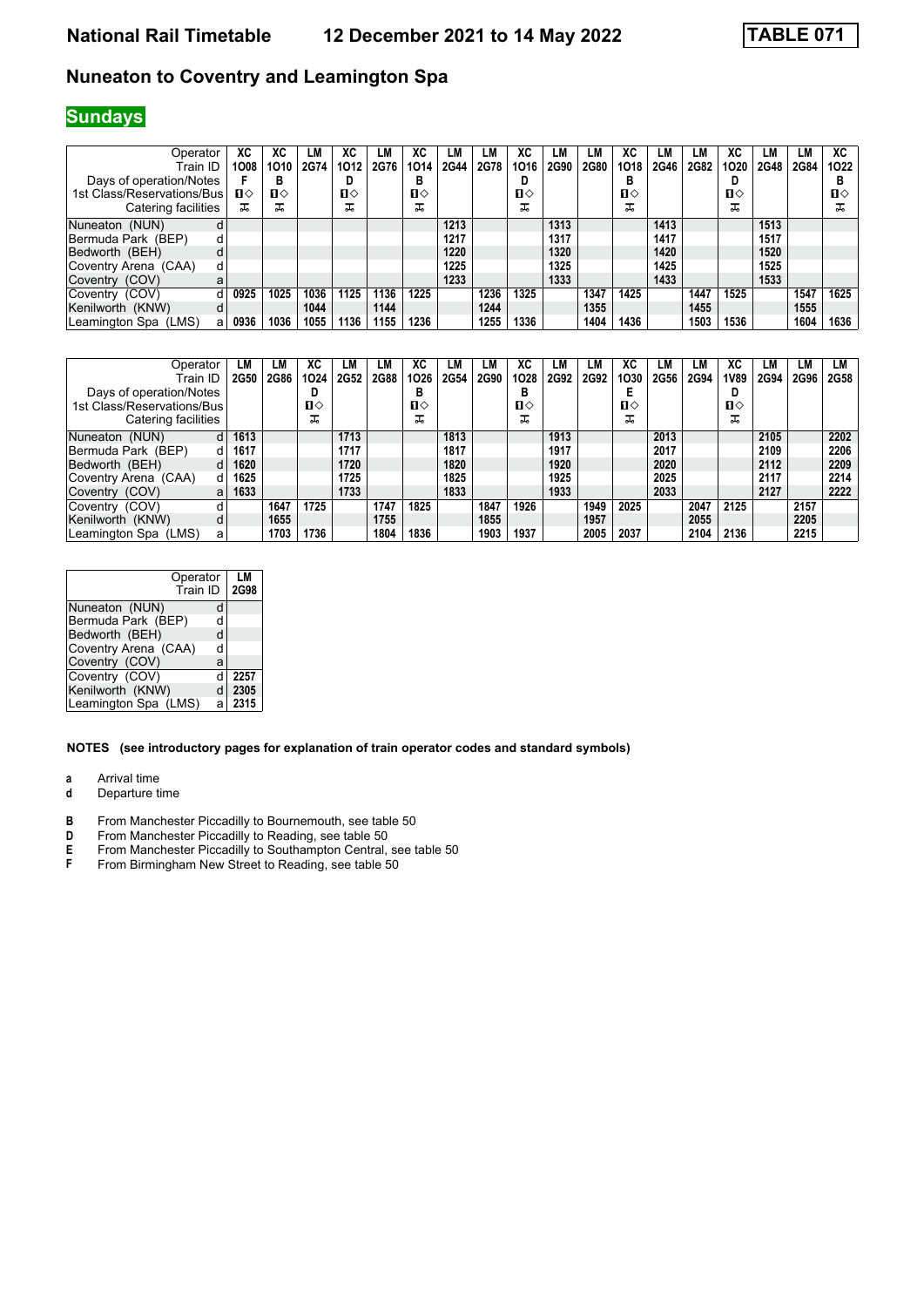# National Rail Timetable 12 December 2021 to 14 May 2022 TABLE 071

## Nuneaton to Coventry and Leamington Spa

### Sundays

| Operator | | XC | XC | LM | XC | LM | XC | LM | LM | XC | LM | LM | XC | LM | LM | XC | LM | LM | XC |
|---|---|---|---|---|---|---|---|---|---|---|---|---|---|---|---|---|---|---|---|
| Train ID | | 1O08 | 1O10 | 2G74 | 1O12 | 2G76 | 1O14 | 2G44 | 2G78 | 1O16 | 2G90 | 2G80 | 1O18 | 2G46 | 2G82 | 1O20 | 2G48 | 2G84 | 1O22 |
| Days of operation/Notes | | F | B | | D | | B | | | D | | | B | | | D | | | B |
| 1st Class/Reservations/Bus | | ■◇ | ■◇ | | ■◇ | | ■◇ | | | ■◇ | | | ■◇ | | | ■◇ | | | ■◇ |
| Catering facilities | | ⚌ | ⚌ | | ⚌ | | ⚌ | | | ⚌ | | | ⚌ | | | ⚌ | | | ⚌ |
| Nuneaton (NUN) | d | | | | | | | 1213 | | | 1313 | | | 1413 | | | 1513 | | |
| Bermuda Park (BEP) | d | | | | | | | 1217 | | | 1317 | | | 1417 | | | 1517 | | |
| Bedworth (BEH) | d | | | | | | | 1220 | | | 1320 | | | 1420 | | | 1520 | | |
| Coventry Arena (CAA) | d | | | | | | | 1225 | | | 1325 | | | 1425 | | | 1525 | | |
| Coventry (COV) | a | | | | | | | 1233 | | | 1333 | | | 1433 | | | 1533 | | |
| Coventry (COV) | d | 0925 | 1025 | 1036 | 1125 | 1136 | 1225 | | 1236 | 1325 | | 1347 | 1425 | | 1447 | 1525 | | 1547 | 1625 |
| Kenilworth (KNW) | d | | | 1044 | | 1144 | | | 1244 | | | 1355 | | | 1455 | | | 1555 | |
| Leamington Spa (LMS) | a | 0936 | 1036 | 1055 | 1136 | 1155 | 1236 | | 1255 | 1336 | | 1404 | 1436 | | 1503 | 1536 | | 1604 | 1636 |

| Operator | | LM | LM | XC | LM | LM | XC | LM | LM | XC | LM | LM | XC | LM | LM | XC | LM | LM | LM |
|---|---|---|---|---|---|---|---|---|---|---|---|---|---|---|---|---|---|---|---|
| Train ID | | 2G50 | 2G86 | 1O24 | 2G52 | 2G88 | 1O26 | 2G54 | 2G90 | 1O28 | 2G92 | 2G92 | 1O30 | 2G56 | 2G94 | 1V89 | 2G94 | 2G96 | 2G58 |
| Days of operation/Notes | | | | D | | | B | | | B | | | E | | | D | | | |
| 1st Class/Reservations/Bus | | | | ■◇ | | | ■◇ | | | ■◇ | | | ■◇ | | | ■◇ | | | |
| Catering facilities | | | | ⚌ | | | ⚌ | | | ⚌ | | | ⚌ | | | ⚌ | | | |
| Nuneaton (NUN) | d | 1613 | | | 1713 | | | 1813 | | | 1913 | | | 2013 | | | 2105 | | 2202 |
| Bermuda Park (BEP) | d | 1617 | | | 1717 | | | 1817 | | | 1917 | | | 2017 | | | 2109 | | 2206 |
| Bedworth (BEH) | d | 1620 | | | 1720 | | | 1820 | | | 1920 | | | 2020 | | | 2112 | | 2209 |
| Coventry Arena (CAA) | d | 1625 | | | 1725 | | | 1825 | | | 1925 | | | 2025 | | | 2117 | | 2214 |
| Coventry (COV) | a | 1633 | | | 1733 | | | 1833 | | | 1933 | | | 2033 | | | 2127 | | 2222 |
| Coventry (COV) | d | | 1647 | 1725 | | 1747 | 1825 | | 1847 | 1926 | | 1949 | 2025 | | 2047 | 2125 | | 2157 | |
| Kenilworth (KNW) | d | | 1655 | | | 1755 | | | 1855 | | | 1957 | | | 2055 | | | 2205 | |
| Leamington Spa (LMS) | a | | 1703 | 1736 | | 1804 | 1836 | | 1903 | 1937 | | 2005 | 2037 | | 2104 | 2136 | | 2215 | |

| Operator | | LM |
|---|---|---|
| Train ID | | 2G98 |
| Nuneaton (NUN) | d | |
| Bermuda Park (BEP) | d | |
| Bedworth (BEH) | d | |
| Coventry Arena (CAA) | d | |
| Coventry (COV) | a | |
| Coventry (COV) | d | 2257 |
| Kenilworth (KNW) | d | 2305 |
| Leamington Spa (LMS) | a | 2315 |

**NOTES (see introductory pages for explanation of train operator codes and standard symbols)**

**a** Arrival time
**d** Departure time

**B** From Manchester Piccadilly to Bournemouth, see table 50
**D** From Manchester Piccadilly to Reading, see table 50
**E** From Manchester Piccadilly to Southampton Central, see table 50
**F** From Birmingham New Street to Reading, see table 50